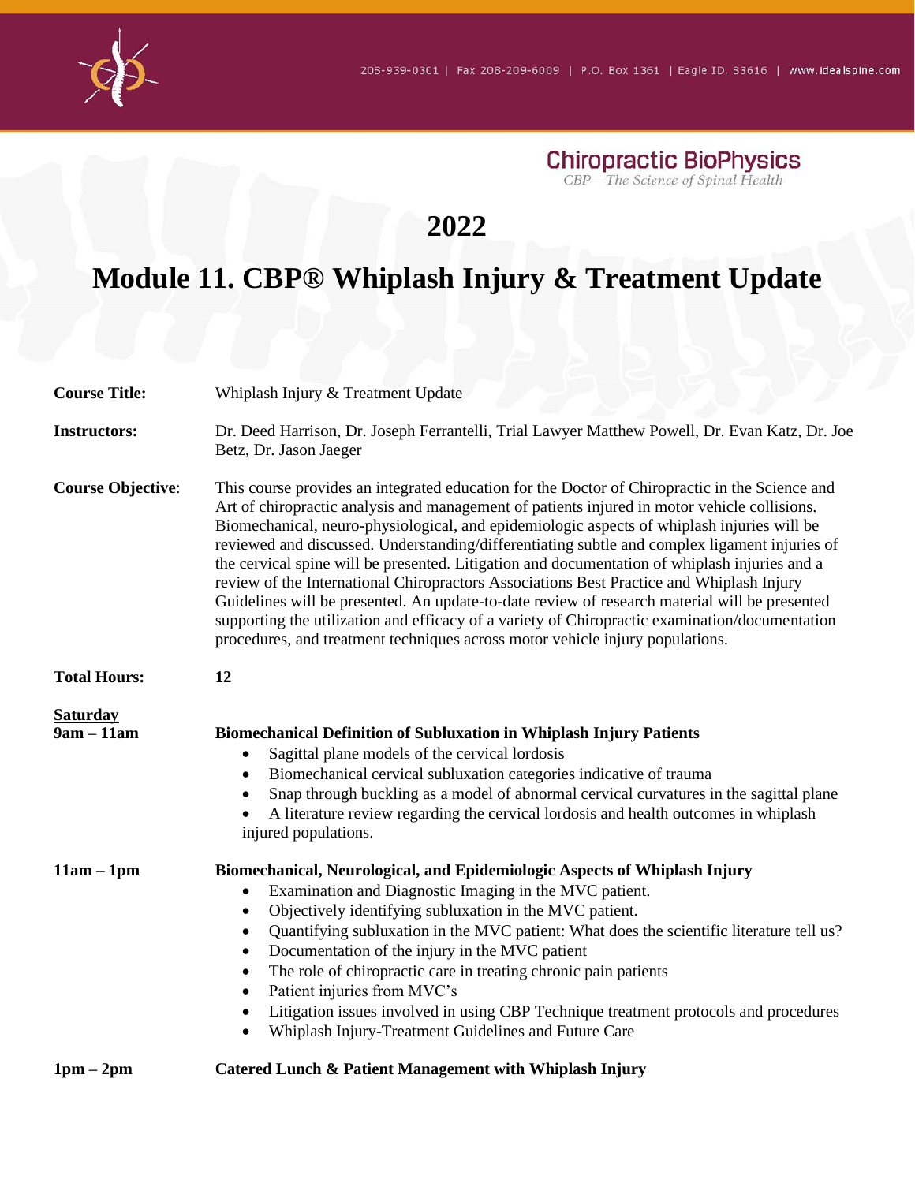208-939-0301 | Fax 208-209-6009 | P.O. Box 1361 | Eagle ID, 83616 | www.idealspine.com

**Chiropractic BioPhysics**
*CBP—The Science of Spinal Health*

# 2022

# Module 11. CBP® Whiplash Injury & Treatment Update

**Course Title:** Whiplash Injury & Treatment Update

**Instructors:** Dr. Deed Harrison, Dr. Joseph Ferrantelli, Trial Lawyer Matthew Powell, Dr. Evan Katz, Dr. Joe Betz, Dr. Jason Jaeger

**Course Objective:** This course provides an integrated education for the Doctor of Chiropractic in the Science and Art of chiropractic analysis and management of patients injured in motor vehicle collisions. Biomechanical, neuro-physiological, and epidemiologic aspects of whiplash injuries will be reviewed and discussed. Understanding/differentiating subtle and complex ligament injuries of the cervical spine will be presented. Litigation and documentation of whiplash injuries and a review of the International Chiropractors Associations Best Practice and Whiplash Injury Guidelines will be presented. An update-to-date review of research material will be presented supporting the utilization and efficacy of a variety of Chiropractic examination/documentation procedures, and treatment techniques across motor vehicle injury populations.

**Total Hours:** **12**

**Saturday**

**9am – 11am** **Biomechanical Definition of Subluxation in Whiplash Injury Patients**

- Sagittal plane models of the cervical lordosis
- Biomechanical cervical subluxation categories indicative of trauma
- Snap through buckling as a model of abnormal cervical curvatures in the sagittal plane
- A literature review regarding the cervical lordosis and health outcomes in whiplash injured populations.

**11am – 1pm** **Biomechanical, Neurological, and Epidemiologic Aspects of Whiplash Injury**

- Examination and Diagnostic Imaging in the MVC patient.
- Objectively identifying subluxation in the MVC patient.
- Quantifying subluxation in the MVC patient: What does the scientific literature tell us?
- Documentation of the injury in the MVC patient
- The role of chiropractic care in treating chronic pain patients
- Patient injuries from MVC's
- Litigation issues involved in using CBP Technique treatment protocols and procedures
- Whiplash Injury-Treatment Guidelines and Future Care

**1pm – 2pm** **Catered Lunch & Patient Management with Whiplash Injury**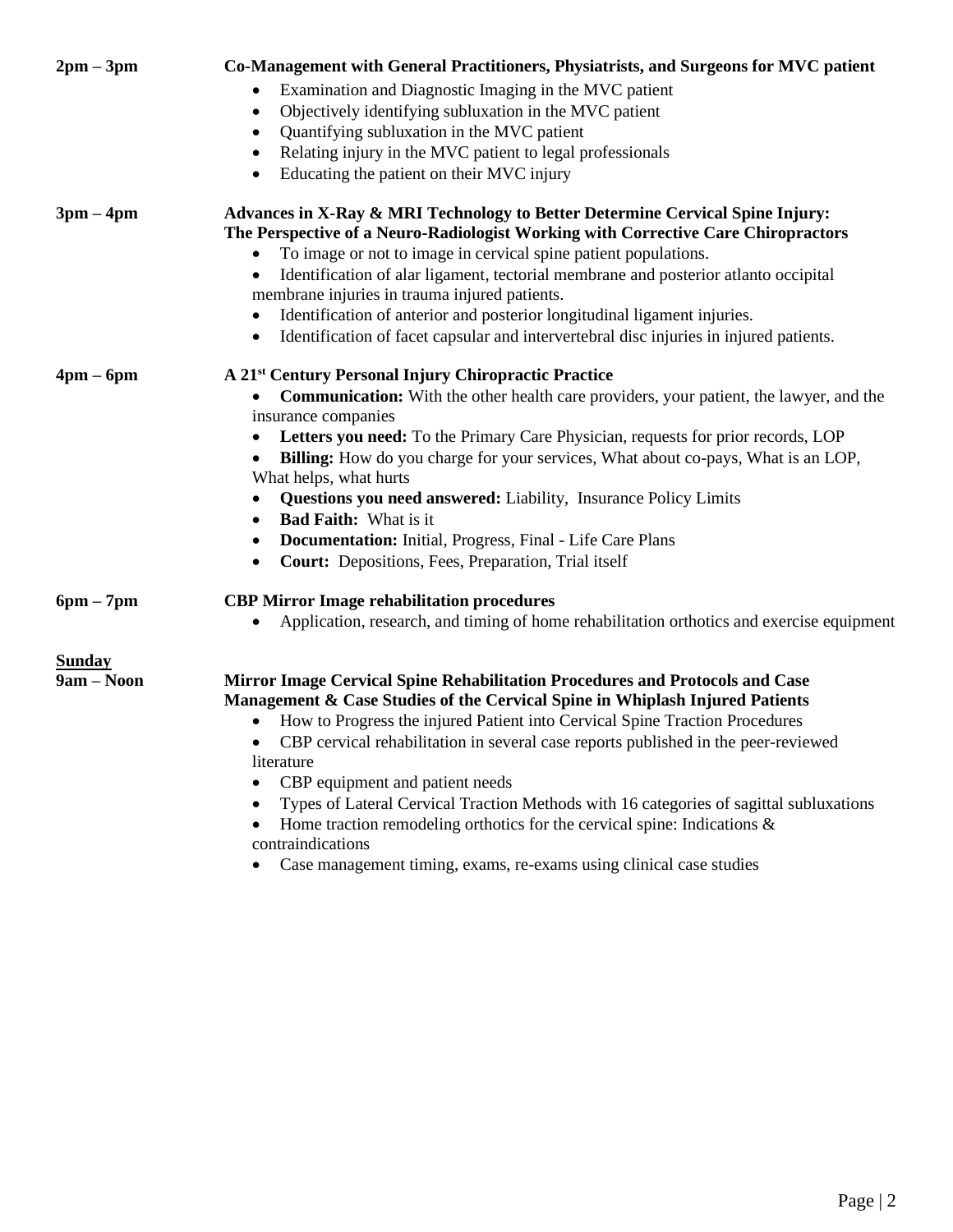**2pm – 3pm** **Co-Management with General Practitioners, Physiatrists, and Surgeons for MVC patient**

- Examination and Diagnostic Imaging in the MVC patient
- Objectively identifying subluxation in the MVC patient
- Quantifying subluxation in the MVC patient
- Relating injury in the MVC patient to legal professionals
- Educating the patient on their MVC injury

**3pm – 4pm** **Advances in X-Ray & MRI Technology to Better Determine Cervical Spine Injury: The Perspective of a Neuro-Radiologist Working with Corrective Care Chiropractors**

- To image or not to image in cervical spine patient populations.
- Identification of alar ligament, tectorial membrane and posterior atlanto occipital membrane injuries in trauma injured patients.
- Identification of anterior and posterior longitudinal ligament injuries.
- Identification of facet capsular and intervertebral disc injuries in injured patients.

**4pm – 6pm** **A 21st Century Personal Injury Chiropractic Practice**

- **Communication:** With the other health care providers, your patient, the lawyer, and the insurance companies
- **Letters you need:** To the Primary Care Physician, requests for prior records, LOP
- **Billing:** How do you charge for your services, What about co-pays, What is an LOP, What helps, what hurts
- **Questions you need answered:** Liability, Insurance Policy Limits
- **Bad Faith:** What is it
- **Documentation:** Initial, Progress, Final - Life Care Plans
- **Court:** Depositions, Fees, Preparation, Trial itself

**6pm – 7pm** **CBP Mirror Image rehabilitation procedures**

- Application, research, and timing of home rehabilitation orthotics and exercise equipment

**Sunday**

**9am – Noon** **Mirror Image Cervical Spine Rehabilitation Procedures and Protocols and Case Management & Case Studies of the Cervical Spine in Whiplash Injured Patients**

- How to Progress the injured Patient into Cervical Spine Traction Procedures
- CBP cervical rehabilitation in several case reports published in the peer-reviewed literature
- CBP equipment and patient needs
- Types of Lateral Cervical Traction Methods with 16 categories of sagittal subluxations
- Home traction remodeling orthotics for the cervical spine: Indications & contraindications
- Case management timing, exams, re-exams using clinical case studies